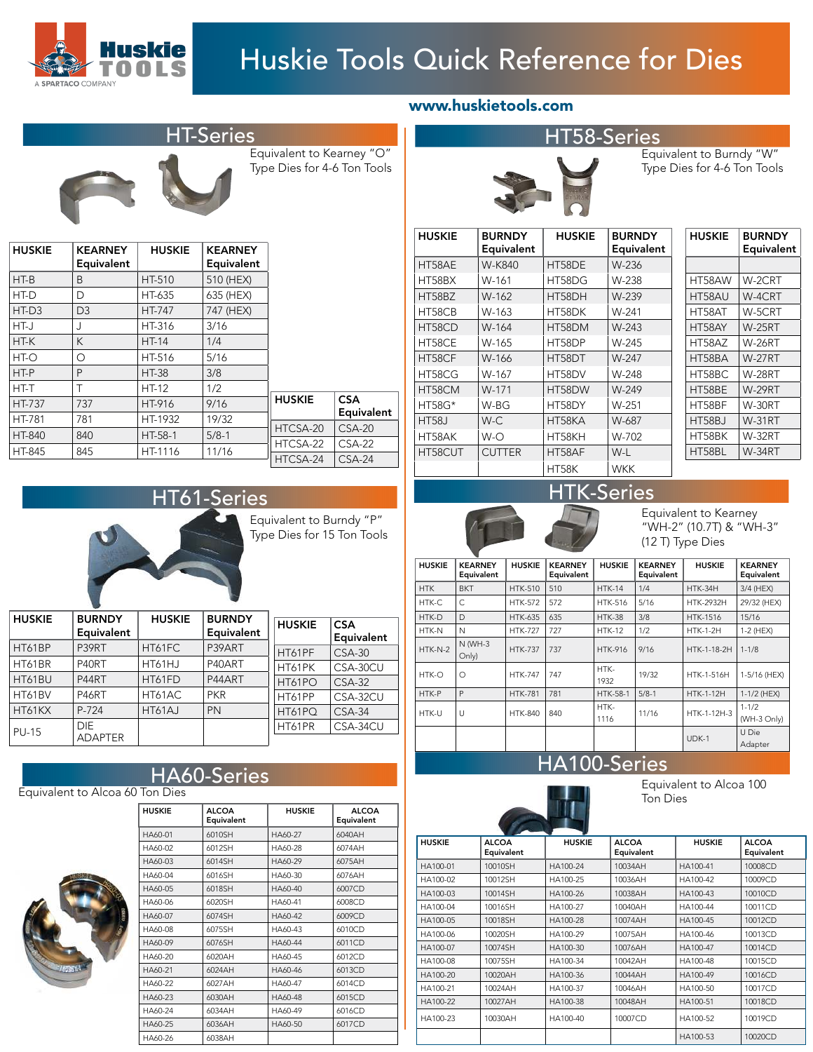# Huskie Tools Quick Reference for Dies

Huskie TOOLS — A SPARTACO COMPANY

www.huskietools.com

## HT-Series

Equivalent to Kearney "O" Type Dies for 4-6 Ton Tools

| HUSKIE | KEARNEY Equivalent | HUSKIE | KEARNEY Equivalent |
|---|---|---|---|
| HT-B | B | HT-510 | 510 (HEX) |
| HT-D | D | HT-635 | 635 (HEX) |
| HT-D3 | D3 | HT-747 | 747 (HEX) |
| HT-J | J | HT-316 | 3/16 |
| HT-K | K | HT-14 | 1/4 |
| HT-O | O | HT-516 | 5/16 |
| HT-P | P | HT-38 | 3/8 |
| HT-T | T | HT-12 | 1/2 |
| HT-737 | 737 | HT-916 | 9/16 |
| HT-781 | 781 | HT-1932 | 19/32 |
| HT-840 | 840 | HT-58-1 | 5/8-1 |
| HT-845 | 845 | HT-1116 | 11/16 |

| HUSKIE | CSA Equivalent |
|---|---|
| HTCSA-20 | CSA-20 |
| HTCSA-22 | CSA-22 |
| HTCSA-24 | CSA-24 |

## HT58-Series

Equivalent to Burndy "W" Type Dies for 4-6 Ton Tools

| HUSKIE | BURNDY Equivalent | HUSKIE | BURNDY Equivalent | HUSKIE | BURNDY Equivalent |
|---|---|---|---|---|---|
| HT58AE | W-K840 | HT58DE | W-236 | | |
| HT58BX | W-161 | HT58DG | W-238 | HT58AW | W-2CRT |
| HT58BZ | W-162 | HT58DH | W-239 | HT58AU | W-4CRT |
| HT58CB | W-163 | HT58DK | W-241 | HT58AT | W-5CRT |
| HT58CD | W-164 | HT58DM | W-243 | HT58AY | W-25RT |
| HT58CE | W-165 | HT58DP | W-245 | HT58AZ | W-26RT |
| HT58CF | W-166 | HT58DT | W-247 | HT58BA | W-27RT |
| HT58CG | W-167 | HT58DV | W-248 | HT58BC | W-28RT |
| HT58CM | W-171 | HT58DW | W-249 | HT58BE | W-29RT |
| HT58G* | W-BG | HT58DY | W-251 | HT58BF | W-30RT |
| HT58J | W-C | HT58KA | W-687 | HT58BJ | W-31RT |
| HT58AK | W-O | HT58KH | W-702 | HT58BK | W-32RT |
| HT58CUT | CUTTER | HT58AF | W-L | HT58BL | W-34RT |
| | | HT58K | WKK | | |

## HT61-Series

Equivalent to Burndy "P" Type Dies for 15 Ton Tools

| HUSKIE | BURNDY Equivalent | HUSKIE | BURNDY Equivalent |
|---|---|---|---|
| HT61BP | P39RT | HT61FC | P39ART |
| HT61BR | P40RT | HT61HJ | P40ART |
| HT61BU | P44RT | HT61FD | P44ART |
| HT61BV | P46RT | HT61AC | PKR |
| HT61KX | P-724 | HT61AJ | PN |
| PU-15 | DIE ADAPTER | | |

| HUSKIE | CSA Equivalent |
|---|---|
| HT61PF | CSA-30 |
| HT61PK | CSA-30CU |
| HT61PO | CSA-32 |
| HT61PP | CSA-32CU |
| HT61PQ | CSA-34 |
| HT61PR | CSA-34CU |

## HTK-Series

Equivalent to Kearney "WH-2" (10.7T) & "WH-3" (12 T) Type Dies

| HUSKIE | KEARNEY Equivalent | HUSKIE | KEARNEY Equivalent | HUSKIE | KEARNEY Equivalent | HUSKIE | KEARNEY Equivalent |
|---|---|---|---|---|---|---|---|
| HTK | BKT | HTK-510 | 510 | HTK-14 | 1/4 | HTK-34H | 3/4 (HEX) |
| HTK-C | C | HTK-572 | 572 | HTK-516 | 5/16 | HTK-2932H | 29/32 (HEX) |
| HTK-D | D | HTK-635 | 635 | HTK-38 | 3/8 | HTK-1516 | 15/16 |
| HTK-N | N | HTK-727 | 727 | HTK-12 | 1/2 | HTK-1-2H | 1-2 (HEX) |
| HTK-N-2 | N (WH-3 Only) | HTK-737 | 737 | HTK-916 | 9/16 | HTK-1-18-2H | 1-1/8 |
| HTK-O | O | HTK-747 | 747 | HTK-1932 | 19/32 | HTK-1-516H | 1-5/16 (HEX) |
| HTK-P | P | HTK-781 | 781 | HTK-58-1 | 5/8-1 | HTK-1-12H | 1-1/2 (HEX) |
| HTK-U | U | HTK-840 | 840 | HTK-1116 | 11/16 | HTK-1-12H-3 | 1-1/2 (WH-3 Only) |
| | | | | | | UDK-1 | U Die Adapter |

## HA60-Series

Equivalent to Alcoa 60 Ton Dies

| HUSKIE | ALCOA Equivalent | HUSKIE | ALCOA Equivalent |
|---|---|---|---|
| HA60-01 | 6010SH | HA60-27 | 6040AH |
| HA60-02 | 6012SH | HA60-28 | 6074AH |
| HA60-03 | 6014SH | HA60-29 | 6075AH |
| HA60-04 | 6016SH | HA60-30 | 6076AH |
| HA60-05 | 6018SH | HA60-40 | 6007CD |
| HA60-06 | 6020SH | HA60-41 | 6008CD |
| HA60-07 | 6074SH | HA60-42 | 6009CD |
| HA60-08 | 6075SH | HA60-43 | 6010CD |
| HA60-09 | 6076SH | HA60-44 | 6011CD |
| HA60-20 | 6020AH | HA60-45 | 6012CD |
| HA60-21 | 6024AH | HA60-46 | 6013CD |
| HA60-22 | 6027AH | HA60-47 | 6014CD |
| HA60-23 | 6030AH | HA60-48 | 6015CD |
| HA60-24 | 6034AH | HA60-49 | 6016CD |
| HA60-25 | 6036AH | HA60-50 | 6017CD |
| HA60-26 | 6038AH | | |

## HA100-Series

Equivalent to Alcoa 100 Ton Dies

| HUSKIE | ALCOA Equivalent | HUSKIE | ALCOA Equivalent | HUSKIE | ALCOA Equivalent |
|---|---|---|---|---|---|
| HA100-01 | 10010SH | HA100-24 | 10034AH | HA100-41 | 10008CD |
| HA100-02 | 10012SH | HA100-25 | 10036AH | HA100-42 | 10009CD |
| HA100-03 | 10014SH | HA100-26 | 10038AH | HA100-43 | 10010CD |
| HA100-04 | 10016SH | HA100-27 | 10040AH | HA100-44 | 10011CD |
| HA100-05 | 10018SH | HA100-28 | 10074AH | HA100-45 | 10012CD |
| HA100-06 | 10020SH | HA100-29 | 10075AH | HA100-46 | 10013CD |
| HA100-07 | 10074SH | HA100-30 | 10076AH | HA100-47 | 10014CD |
| HA100-08 | 10075SH | HA100-34 | 10042AH | HA100-48 | 10015CD |
| HA100-20 | 10020AH | HA100-36 | 10044AH | HA100-49 | 10016CD |
| HA100-21 | 10024AH | HA100-37 | 10046AH | HA100-50 | 10017CD |
| HA100-22 | 10027AH | HA100-38 | 10048AH | HA100-51 | 10018CD |
| HA100-23 | 10030AH | HA100-40 | 10007CD | HA100-52 | 10019CD |
| | | | | HA100-53 | 10020CD |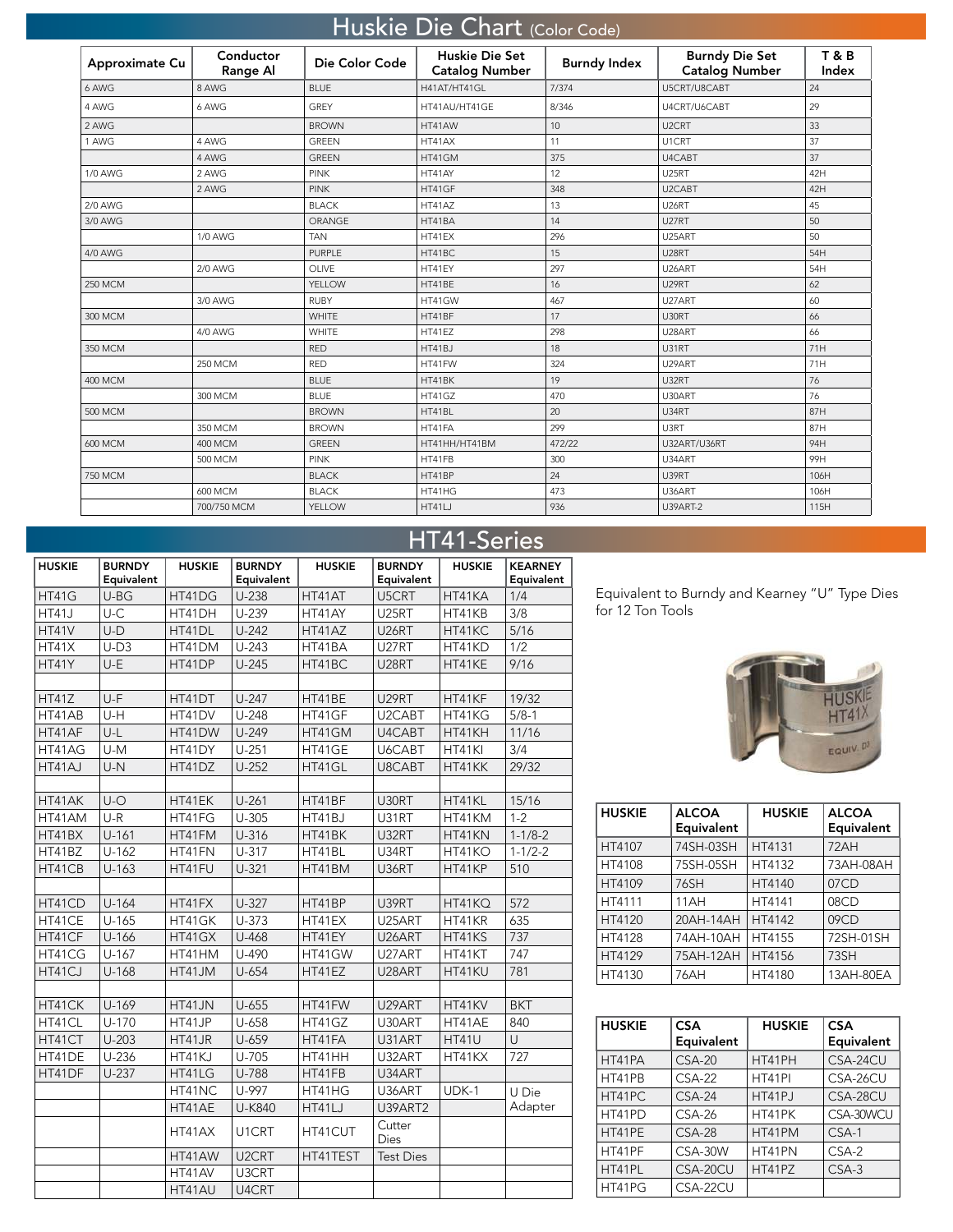# Huskie Die Chart (Color Code)

| Approximate Cu | Conductor Range Al | Die Color Code | Huskie Die Set Catalog Number | Burndy Index | Burndy Die Set Catalog Number | T & B Index |
|---|---|---|---|---|---|---|
| 6 AWG | 8 AWG | BLUE | H41AT/HT41GL | 7/374 | U5CRT/U8CABT | 24 |
| 4 AWG | 6 AWG | GREY | HT41AU/HT41GE | 8/346 | U4CRT/U6CABT | 29 |
| 2 AWG | | BROWN | HT41AW | 10 | U2CRT | 33 |
| 1 AWG | 4 AWG | GREEN | HT41AX | 11 | U1CRT | 37 |
| | 4 AWG | GREEN | HT41GM | 375 | U4CABT | 37 |
| 1/0 AWG | 2 AWG | PINK | HT41AY | 12 | U25RT | 42H |
| | 2 AWG | PINK | HT41GF | 348 | U2CABT | 42H |
| 2/0 AWG | | BLACK | HT41AZ | 13 | U26RT | 45 |
| 3/0 AWG | | ORANGE | HT41BA | 14 | U27RT | 50 |
| | 1/0 AWG | TAN | HT41EX | 296 | U25ART | 50 |
| 4/0 AWG | | PURPLE | HT41BC | 15 | U28RT | 54H |
| | 2/0 AWG | OLIVE | HT41EY | 297 | U26ART | 54H |
| 250 MCM | | YELLOW | HT41BE | 16 | U29RT | 62 |
| | 3/0 AWG | RUBY | HT41GW | 467 | U27ART | 60 |
| 300 MCM | | WHITE | HT41BF | 17 | U30RT | 66 |
| | 4/0 AWG | WHITE | HT41EZ | 298 | U28ART | 66 |
| 350 MCM | | RED | HT41BJ | 18 | U31RT | 71H |
| | 250 MCM | RED | HT41FW | 324 | U29ART | 71H |
| 400 MCM | | BLUE | HT41BK | 19 | U32RT | 76 |
| | 300 MCM | BLUE | HT41GZ | 470 | U30ART | 76 |
| 500 MCM | | BROWN | HT41BL | 20 | U34RT | 87H |
| | 350 MCM | BROWN | HT41FA | 299 | U3RT | 87H |
| 600 MCM | 400 MCM | GREEN | HT41HH/HT41BM | 472/22 | U32ART/U36RT | 94H |
| | 500 MCM | PINK | HT41FB | 300 | U34ART | 99H |
| 750 MCM | | BLACK | HT41BP | 24 | U39RT | 106H |
| | 600 MCM | BLACK | HT41HG | 473 | U36ART | 106H |
| | 700/750 MCM | YELLOW | HT41LJ | 936 | U39ART-2 | 115H |

# HT41-Series

| HUSKIE | BURNDY Equivalent | HUSKIE | BURNDY Equivalent | HUSKIE | BURNDY Equivalent | HUSKIE | KEARNEY Equivalent |
|---|---|---|---|---|---|---|---|
| HT41G | U-BG | HT41DG | U-238 | HT41AT | U5CRT | HT41KA | 1/4 |
| HT41J | U-C | HT41DH | U-239 | HT41AY | U25RT | HT41KB | 3/8 |
| HT41V | U-D | HT41DL | U-242 | HT41AZ | U26RT | HT41KC | 5/16 |
| HT41X | U-D3 | HT41DM | U-243 | HT41BA | U27RT | HT41KD | 1/2 |
| HT41Y | U-E | HT41DP | U-245 | HT41BC | U28RT | HT41KE | 9/16 |
| | | | | | | | |
| HT41Z | U-F | HT41DT | U-247 | HT41BE | U29RT | HT41KF | 19/32 |
| HT41AB | U-H | HT41DV | U-248 | HT41GF | U2CABT | HT41KG | 5/8-1 |
| HT41AF | U-L | HT41DW | U-249 | HT41GM | U4CABT | HT41KH | 11/16 |
| HT41AG | U-M | HT41DY | U-251 | HT41GE | U6CABT | HT41KI | 3/4 |
| HT41AJ | U-N | HT41DZ | U-252 | HT41GL | U8CABT | HT41KK | 29/32 |
| | | | | | | | |
| HT41AK | U-O | HT41EK | U-261 | HT41BF | U30RT | HT41KL | 15/16 |
| HT41AM | U-R | HT41FG | U-305 | HT41BJ | U31RT | HT41KM | 1-2 |
| HT41BX | U-161 | HT41FM | U-316 | HT41BK | U32RT | HT41KN | 1-1/8-2 |
| HT41BZ | U-162 | HT41FN | U-317 | HT41BL | U34RT | HT41KO | 1-1/2-2 |
| HT41CB | U-163 | HT41FU | U-321 | HT41BM | U36RT | HT41KP | 510 |
| | | | | | | | |
| HT41CD | U-164 | HT41FX | U-327 | HT41BP | U39RT | HT41KQ | 572 |
| HT41CE | U-165 | HT41GK | U-373 | HT41EX | U25ART | HT41KR | 635 |
| HT41CF | U-166 | HT41GX | U-468 | HT41EY | U26ART | HT41KS | 737 |
| HT41CG | U-167 | HT41HM | U-490 | HT41GW | U27ART | HT41KT | 747 |
| HT41CJ | U-168 | HT41JM | U-654 | HT41EZ | U28ART | HT41KU | 781 |
| | | | | | | | |
| HT41CK | U-169 | HT41JN | U-655 | HT41FW | U29ART | HT41KV | BKT |
| HT41CL | U-170 | HT41JP | U-658 | HT41GZ | U30ART | HT41AE | 840 |
| HT41CT | U-203 | HT41JR | U-659 | HT41FA | U31ART | HT41U | U |
| HT41DE | U-236 | HT41KJ | U-705 | HT41HH | U32ART | HT41KX | 727 |
| HT41DF | U-237 | HT41LG | U-788 | HT41FB | U34ART | | |
| | | HT41NC | U-997 | HT41HG | U36ART | UDK-1 | U Die Adapter |
| | | HT41AE | U-K840 | HT41LJ | U39ART2 | | |
| | | HT41AX | U1CRT | HT41CUT | Cutter Dies | | |
| | | HT41AW | U2CRT | HT41TEST | Test Dies | | |
| | | HT41AV | U3CRT | | | | |
| | | HT41AU | U4CRT | | | | |

Equivalent to Burndy and Kearney "U" Type Dies for 12 Ton Tools

| HUSKIE | ALCOA Equivalent | HUSKIE | ALCOA Equivalent |
|---|---|---|---|
| HT4107 | 74SH-03SH | HT4131 | 72AH |
| HT4108 | 75SH-05SH | HT4132 | 73AH-08AH |
| HT4109 | 76SH | HT4140 | 07CD |
| HT4111 | 11AH | HT4141 | 08CD |
| HT4120 | 20AH-14AH | HT4142 | 09CD |
| HT4128 | 74AH-10AH | HT4155 | 72SH-01SH |
| HT4129 | 75AH-12AH | HT4156 | 73SH |
| HT4130 | 76AH | HT4180 | 13AH-80EA |

| HUSKIE | CSA Equivalent | HUSKIE | CSA Equivalent |
|---|---|---|---|
| HT41PA | CSA-20 | HT41PH | CSA-24CU |
| HT41PB | CSA-22 | HT41PI | CSA-26CU |
| HT41PC | CSA-24 | HT41PJ | CSA-28CU |
| HT41PD | CSA-26 | HT41PK | CSA-30WCU |
| HT41PE | CSA-28 | HT41PM | CSA-1 |
| HT41PF | CSA-30W | HT41PN | CSA-2 |
| HT41PL | CSA-20CU | HT41PZ | CSA-3 |
| HT41PG | CSA-22CU | | |